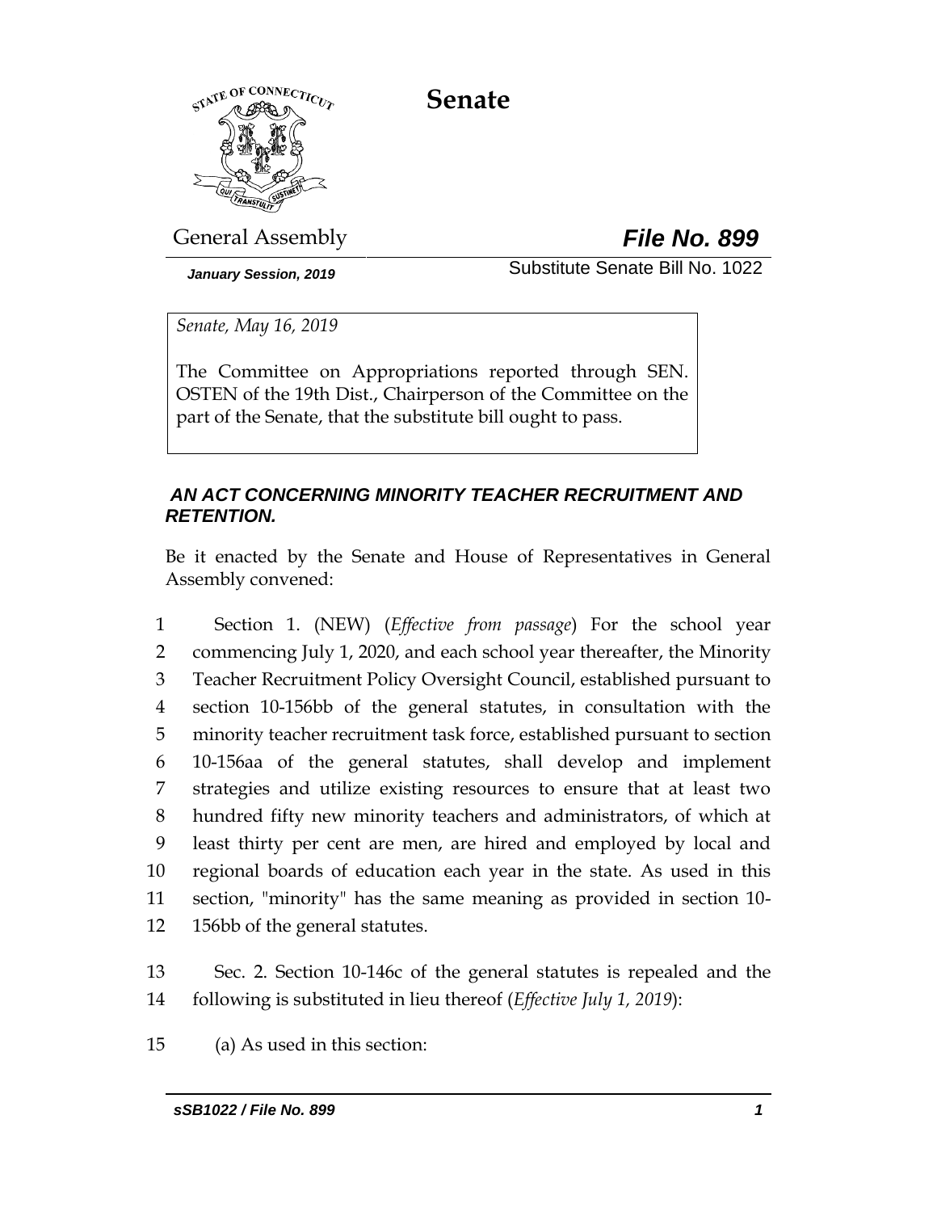# Senate

General Assembly **File No. 899**

*January Session, 2019* Substitute Senate Bill No. 1022

*Senate, May 16, 2019*

The Committee on Appropriations reported through SEN. OSTEN of the 19th Dist., Chairperson of the Committee on the part of the Senate, that the substitute bill ought to pass.

***AN ACT CONCERNING MINORITY TEACHER RECRUITMENT AND RETENTION.***

Be it enacted by the Senate and House of Representatives in General Assembly convened:

1 Section 1. (NEW) (*Effective from passage*) For the school year
2 commencing July 1, 2020, and each school year thereafter, the Minority
3 Teacher Recruitment Policy Oversight Council, established pursuant to
4 section 10-156bb of the general statutes, in consultation with the
5 minority teacher recruitment task force, established pursuant to section
6 10-156aa of the general statutes, shall develop and implement
7 strategies and utilize existing resources to ensure that at least two
8 hundred fifty new minority teachers and administrators, of which at
9 least thirty per cent are men, are hired and employed by local and
10 regional boards of education each year in the state. As used in this
11 section, "minority" has the same meaning as provided in section 10-
12 156bb of the general statutes.

13 Sec. 2. Section 10-146c of the general statutes is repealed and the
14 following is substituted in lieu thereof (*Effective July 1, 2019*):

15 (a) As used in this section: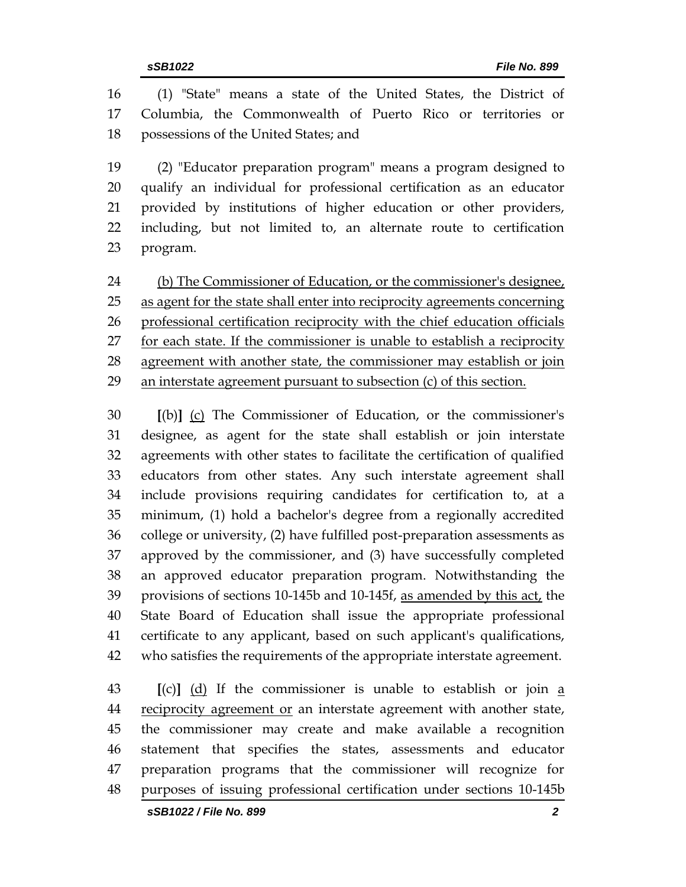(1) "State" means a state of the United States, the District of Columbia, the Commonwealth of Puerto Rico or territories or possessions of the United States; and

(2) "Educator preparation program" means a program designed to qualify an individual for professional certification as an educator provided by institutions of higher education or other providers, including, but not limited to, an alternate route to certification program.

<u>(b) The Commissioner of Education, or the commissioner's designee, as agent for the state shall enter into reciprocity agreements concerning professional certification reciprocity with the chief education officials for each state. If the commissioner is unable to establish a reciprocity agreement with another state, the commissioner may establish or join an interstate agreement pursuant to subsection (c) of this section.</u>

**[**(b)**]** <u>(c)</u> The Commissioner of Education, or the commissioner's designee, as agent for the state shall establish or join interstate agreements with other states to facilitate the certification of qualified educators from other states. Any such interstate agreement shall include provisions requiring candidates for certification to, at a minimum, (1) hold a bachelor's degree from a regionally accredited college or university, (2) have fulfilled post-preparation assessments as approved by the commissioner, and (3) have successfully completed an approved educator preparation program. Notwithstanding the provisions of sections 10-145b and 10-145f, <u>as amended by this act,</u> the State Board of Education shall issue the appropriate professional certificate to any applicant, based on such applicant's qualifications, who satisfies the requirements of the appropriate interstate agreement.

**[**(c)**]** <u>(d)</u> If the commissioner is unable to establish or join <u>a reciprocity agreement or</u> an interstate agreement with another state, the commissioner may create and make available a recognition statement that specifies the states, assessments and educator preparation programs that the commissioner will recognize for purposes of issuing professional certification under sections 10-145b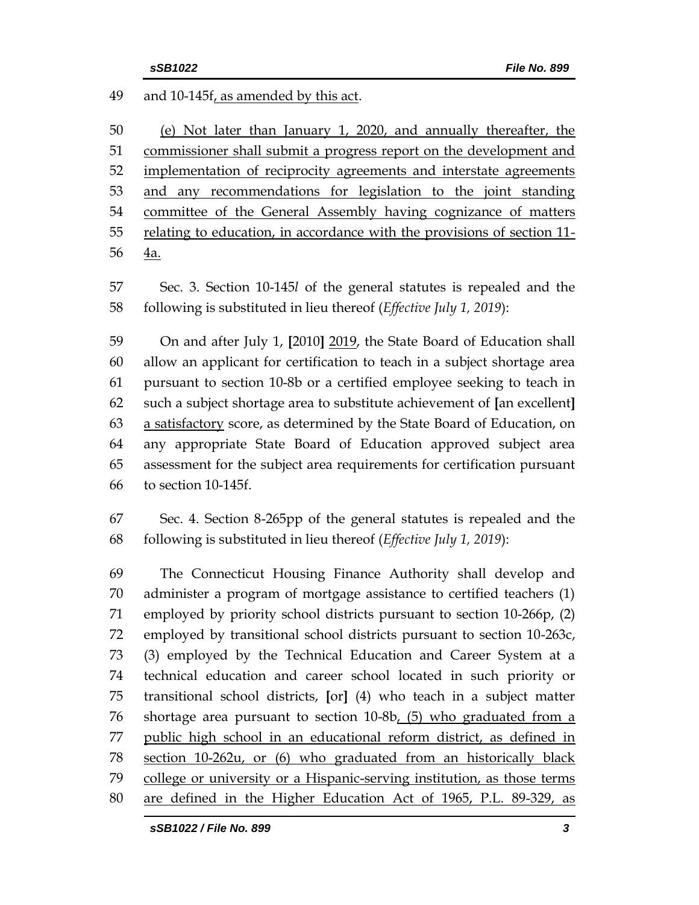and 10-145f, as amended by this act.

(e) Not later than January 1, 2020, and annually thereafter, the commissioner shall submit a progress report on the development and implementation of reciprocity agreements and interstate agreements and any recommendations for legislation to the joint standing committee of the General Assembly having cognizance of matters relating to education, in accordance with the provisions of section 11-4a.

Sec. 3. Section 10-145*l* of the general statutes is repealed and the following is substituted in lieu thereof (*Effective July 1, 2019*):

On and after July 1, [2010] 2019, the State Board of Education shall allow an applicant for certification to teach in a subject shortage area pursuant to section 10-8b or a certified employee seeking to teach in such a subject shortage area to substitute achievement of [an excellent] a satisfactory score, as determined by the State Board of Education, on any appropriate State Board of Education approved subject area assessment for the subject area requirements for certification pursuant to section 10-145f.

Sec. 4. Section 8-265pp of the general statutes is repealed and the following is substituted in lieu thereof (*Effective July 1, 2019*):

The Connecticut Housing Finance Authority shall develop and administer a program of mortgage assistance to certified teachers (1) employed by priority school districts pursuant to section 10-266p, (2) employed by transitional school districts pursuant to section 10-263c, (3) employed by the Technical Education and Career System at a technical education and career school located in such priority or transitional school districts, [or] (4) who teach in a subject matter shortage area pursuant to section 10-8b, (5) who graduated from a public high school in an educational reform district, as defined in section 10-262u, or (6) who graduated from an historically black college or university or a Hispanic-serving institution, as those terms are defined in the Higher Education Act of 1965, P.L. 89-329, as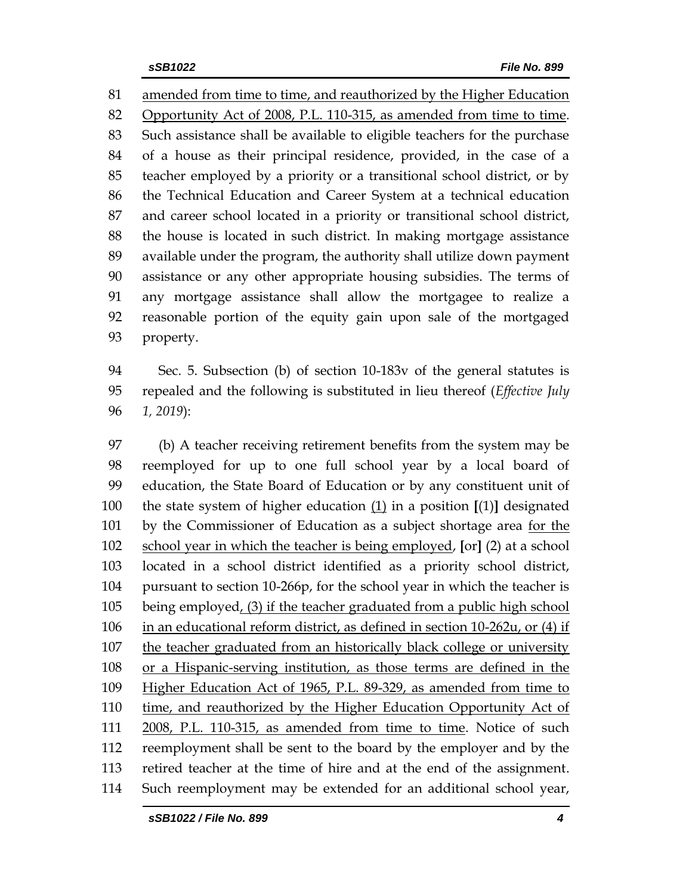81 amended from time to time, and reauthorized by the Higher Education
82 Opportunity Act of 2008, P.L. 110-315, as amended from time to time.
83 Such assistance shall be available to eligible teachers for the purchase
84 of a house as their principal residence, provided, in the case of a
85 teacher employed by a priority or a transitional school district, or by
86 the Technical Education and Career System at a technical education
87 and career school located in a priority or transitional school district,
88 the house is located in such district. In making mortgage assistance
89 available under the program, the authority shall utilize down payment
90 assistance or any other appropriate housing subsidies. The terms of
91 any mortgage assistance shall allow the mortgagee to realize a
92 reasonable portion of the equity gain upon sale of the mortgaged
93 property.

94 Sec. 5. Subsection (b) of section 10-183v of the general statutes is
95 repealed and the following is substituted in lieu thereof (*Effective July
96 1, 2019*):

97 (b) A teacher receiving retirement benefits from the system may be
98 reemployed for up to one full school year by a local board of
99 education, the State Board of Education or by any constituent unit of
100 the state system of higher education (1) in a position [(1)] designated
101 by the Commissioner of Education as a subject shortage area for the
102 school year in which the teacher is being employed, [or] (2) at a school
103 located in a school district identified as a priority school district,
104 pursuant to section 10-266p, for the school year in which the teacher is
105 being employed, (3) if the teacher graduated from a public high school
106 in an educational reform district, as defined in section 10-262u, or (4) if
107 the teacher graduated from an historically black college or university
108 or a Hispanic-serving institution, as those terms are defined in the
109 Higher Education Act of 1965, P.L. 89-329, as amended from time to
110 time, and reauthorized by the Higher Education Opportunity Act of
111 2008, P.L. 110-315, as amended from time to time. Notice of such
112 reemployment shall be sent to the board by the employer and by the
113 retired teacher at the time of hire and at the end of the assignment.
114 Such reemployment may be extended for an additional school year,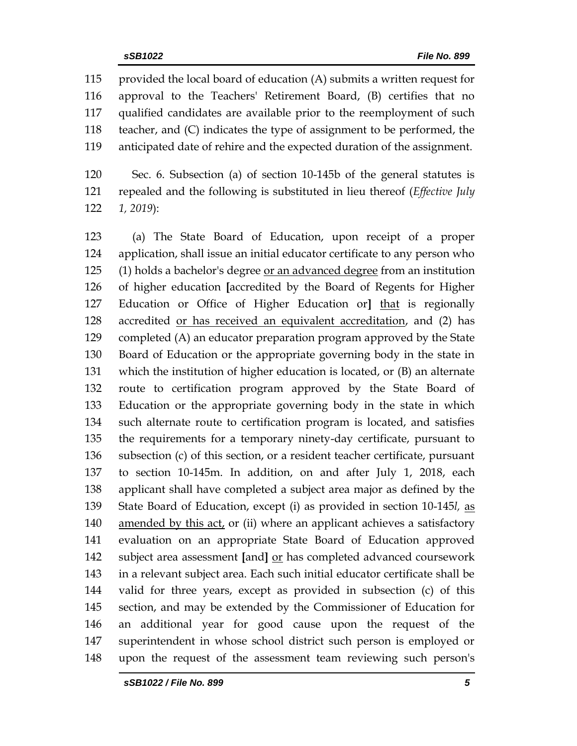provided the local board of education (A) submits a written request for approval to the Teachers' Retirement Board, (B) certifies that no qualified candidates are available prior to the reemployment of such teacher, and (C) indicates the type of assignment to be performed, the anticipated date of rehire and the expected duration of the assignment.

Sec. 6. Subsection (a) of section 10-145b of the general statutes is repealed and the following is substituted in lieu thereof (*Effective July 1, 2019*):

(a) The State Board of Education, upon receipt of a proper application, shall issue an initial educator certificate to any person who (1) holds a bachelor's degree <u>or an advanced degree</u> from an institution of higher education **[**accredited by the Board of Regents for Higher Education or Office of Higher Education or**]** <u>that</u> is regionally accredited <u>or has received an equivalent accreditation</u>, and (2) has completed (A) an educator preparation program approved by the State Board of Education or the appropriate governing body in the state in which the institution of higher education is located, or (B) an alternate route to certification program approved by the State Board of Education or the appropriate governing body in the state in which such alternate route to certification program is located, and satisfies the requirements for a temporary ninety-day certificate, pursuant to subsection (c) of this section, or a resident teacher certificate, pursuant to section 10-145m. In addition, on and after July 1, 2018, each applicant shall have completed a subject area major as defined by the State Board of Education, except (i) as provided in section 10-145*l*, <u>as amended by this act,</u> or (ii) where an applicant achieves a satisfactory evaluation on an appropriate State Board of Education approved subject area assessment **[**and**]** <u>or</u> has completed advanced coursework in a relevant subject area. Each such initial educator certificate shall be valid for three years, except as provided in subsection (c) of this section, and may be extended by the Commissioner of Education for an additional year for good cause upon the request of the superintendent in whose school district such person is employed or upon the request of the assessment team reviewing such person's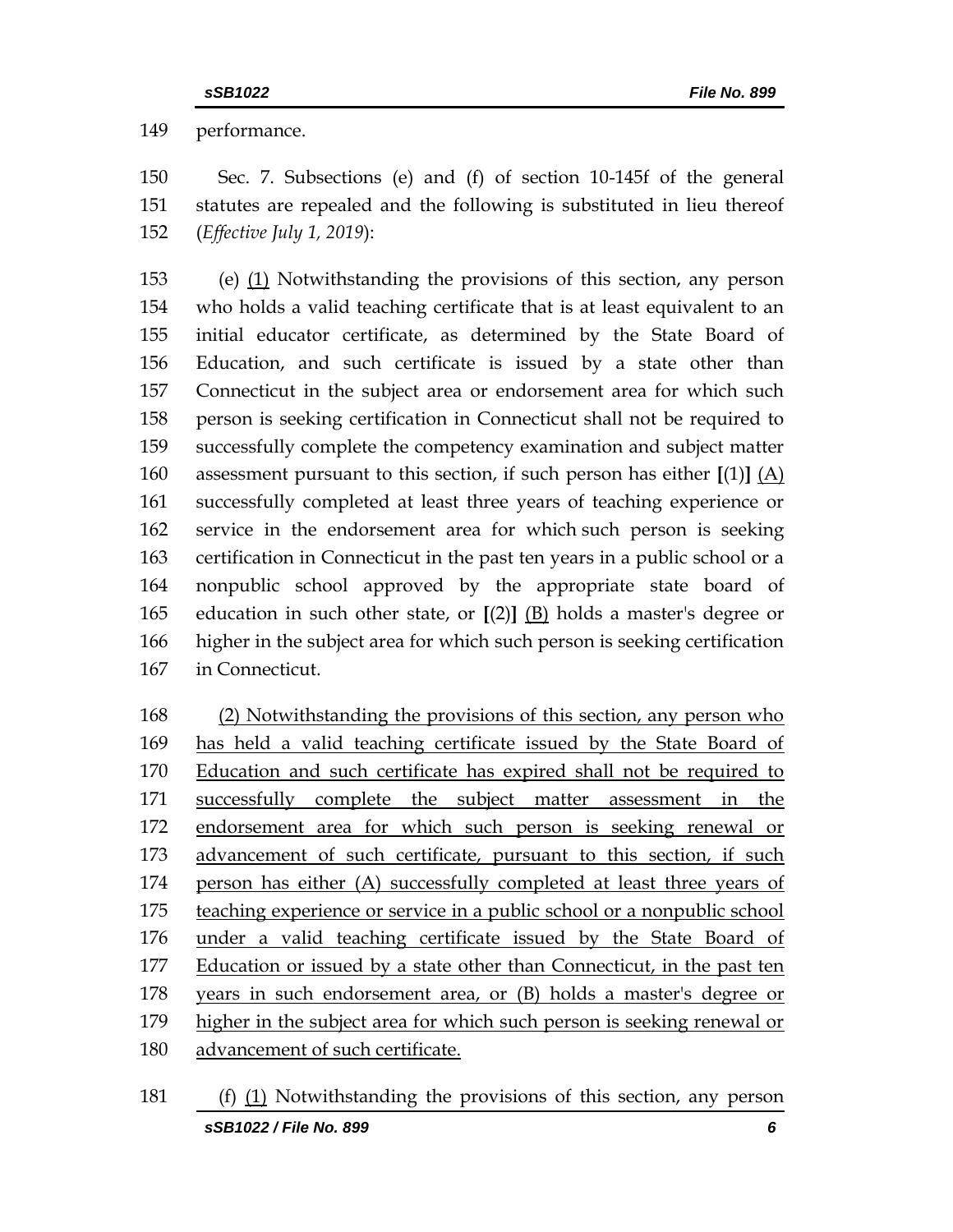149 performance.

150 Sec. 7. Subsections (e) and (f) of section 10-145f of the general
151 statutes are repealed and the following is substituted in lieu thereof
152 (*Effective July 1, 2019*):

153 (e) <u>(1)</u> Notwithstanding the provisions of this section, any person
154 who holds a valid teaching certificate that is at least equivalent to an
155 initial educator certificate, as determined by the State Board of
156 Education, and such certificate is issued by a state other than
157 Connecticut in the subject area or endorsement area for which such
158 person is seeking certification in Connecticut shall not be required to
159 successfully complete the competency examination and subject matter
160 assessment pursuant to this section, if such person has either **[**(1)**]** <u>(A)</u>
161 successfully completed at least three years of teaching experience or
162 service in the endorsement area for which such person is seeking
163 certification in Connecticut in the past ten years in a public school or a
164 nonpublic school approved by the appropriate state board of
165 education in such other state, or **[**(2)**]** <u>(B)</u> holds a master's degree or
166 higher in the subject area for which such person is seeking certification
167 in Connecticut.

168 <u>(2) Notwithstanding the provisions of this section, any person who</u>
169 <u>has held a valid teaching certificate issued by the State Board of</u>
170 <u>Education and such certificate has expired shall not be required to</u>
171 <u>successfully complete the subject matter assessment in the</u>
172 <u>endorsement area for which such person is seeking renewal or</u>
173 <u>advancement of such certificate, pursuant to this section, if such</u>
174 <u>person has either (A) successfully completed at least three years of</u>
175 <u>teaching experience or service in a public school or a nonpublic school</u>
176 <u>under a valid teaching certificate issued by the State Board of</u>
177 <u>Education or issued by a state other than Connecticut, in the past ten</u>
178 <u>years in such endorsement area, or (B) holds a master's degree or</u>
179 <u>higher in the subject area for which such person is seeking renewal or</u>
180 <u>advancement of such certificate.</u>

181 (f) <u>(1)</u> Notwithstanding the provisions of this section, any person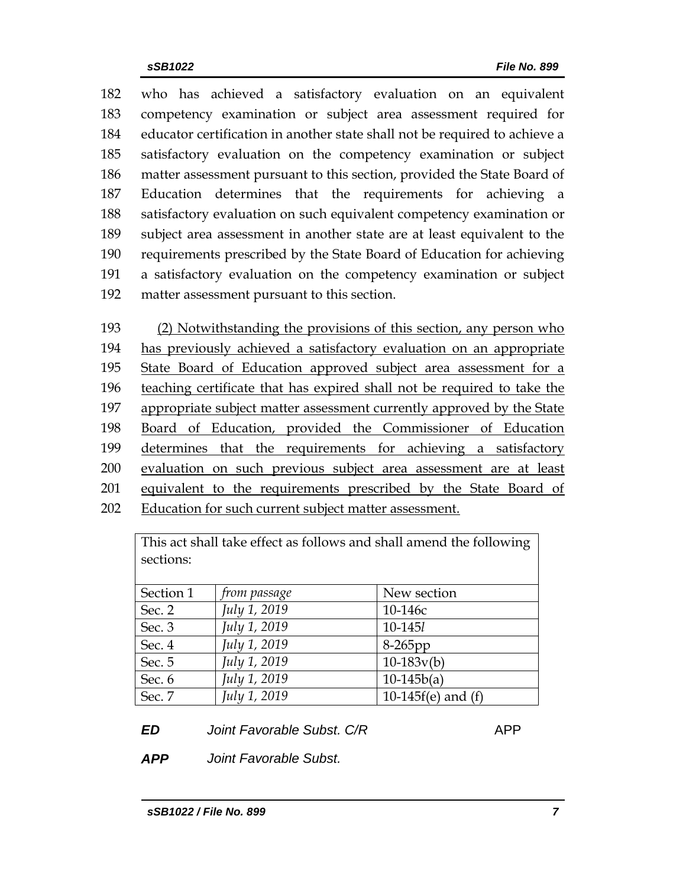182 who has achieved a satisfactory evaluation on an equivalent
183 competency examination or subject area assessment required for
184 educator certification in another state shall not be required to achieve a
185 satisfactory evaluation on the competency examination or subject
186 matter assessment pursuant to this section, provided the State Board of
187 Education determines that the requirements for achieving a
188 satisfactory evaluation on such equivalent competency examination or
189 subject area assessment in another state are at least equivalent to the
190 requirements prescribed by the State Board of Education for achieving
191 a satisfactory evaluation on the competency examination or subject
192 matter assessment pursuant to this section.

193 <u>(2) Notwithstanding the provisions of this section, any person who</u>
194 <u>has previously achieved a satisfactory evaluation on an appropriate</u>
195 <u>State Board of Education approved subject area assessment for a</u>
196 <u>teaching certificate that has expired shall not be required to take the</u>
197 <u>appropriate subject matter assessment currently approved by the State</u>
198 <u>Board of Education, provided the Commissioner of Education</u>
199 <u>determines that the requirements for achieving a satisfactory</u>
200 <u>evaluation on such previous subject area assessment are at least</u>
201 <u>equivalent to the requirements prescribed by the State Board of</u>
202 <u>Education for such current subject matter assessment.</u>

| This act shall take effect as follows and shall amend the following sections: | | |
|---|---|---|
| Section 1 | *from passage* | New section |
| Sec. 2 | *July 1, 2019* | 10-146c |
| Sec. 3 | *July 1, 2019* | 10-145*l* |
| Sec. 4 | *July 1, 2019* | 8-265pp |
| Sec. 5 | *July 1, 2019* | 10-183v(b) |
| Sec. 6 | *July 1, 2019* | 10-145b(a) |
| Sec. 7 | *July 1, 2019* | 10-145f(e) and (f) |

***ED*** *Joint Favorable Subst. C/R* APP

***APP*** *Joint Favorable Subst.*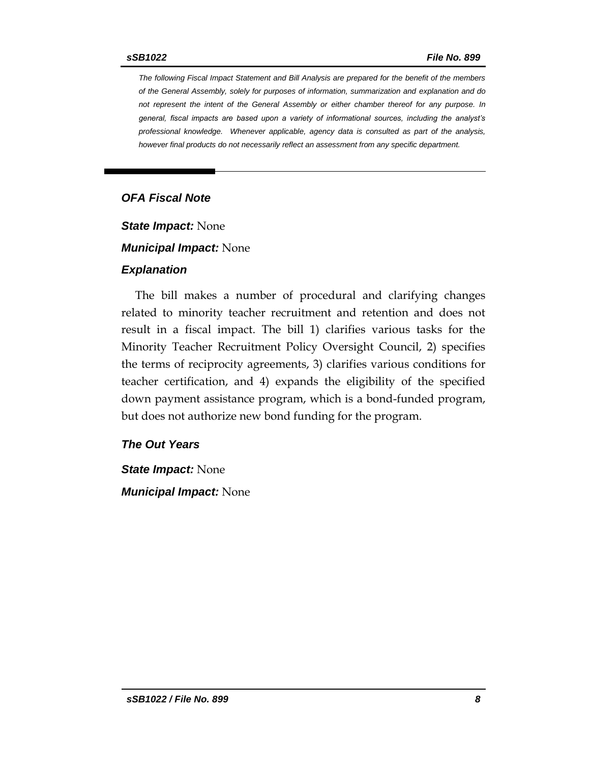*The following Fiscal Impact Statement and Bill Analysis are prepared for the benefit of the members of the General Assembly, solely for purposes of information, summarization and explanation and do not represent the intent of the General Assembly or either chamber thereof for any purpose. In general, fiscal impacts are based upon a variety of informational sources, including the analyst's professional knowledge. Whenever applicable, agency data is consulted as part of the analysis, however final products do not necessarily reflect an assessment from any specific department.*

---

## OFA Fiscal Note

***State Impact:*** None

***Municipal Impact:*** None

### Explanation

The bill makes a number of procedural and clarifying changes related to minority teacher recruitment and retention and does not result in a fiscal impact. The bill 1) clarifies various tasks for the Minority Teacher Recruitment Policy Oversight Council, 2) specifies the terms of reciprocity agreements, 3) clarifies various conditions for teacher certification, and 4) expands the eligibility of the specified down payment assistance program, which is a bond-funded program, but does not authorize new bond funding for the program.

### The Out Years

***State Impact:*** None

***Municipal Impact:*** None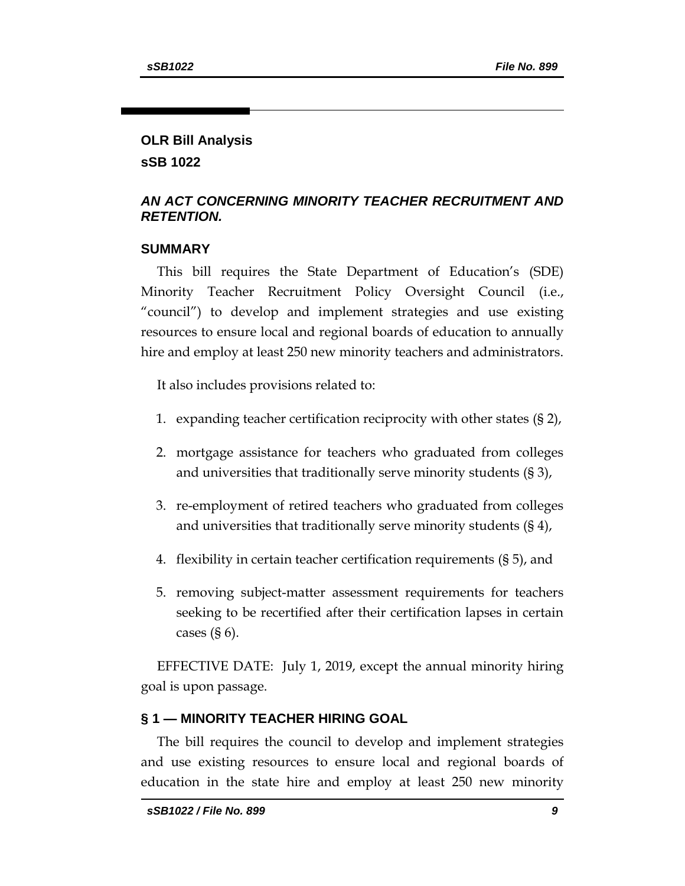**OLR Bill Analysis**
**sSB 1022**

## *AN ACT CONCERNING MINORITY TEACHER RECRUITMENT AND RETENTION.*

### SUMMARY

This bill requires the State Department of Education's (SDE) Minority Teacher Recruitment Policy Oversight Council (i.e., "council") to develop and implement strategies and use existing resources to ensure local and regional boards of education to annually hire and employ at least 250 new minority teachers and administrators.

It also includes provisions related to:

1. expanding teacher certification reciprocity with other states (§ 2),
2. mortgage assistance for teachers who graduated from colleges and universities that traditionally serve minority students (§ 3),
3. re-employment of retired teachers who graduated from colleges and universities that traditionally serve minority students (§ 4),
4. flexibility in certain teacher certification requirements (§ 5), and
5. removing subject-matter assessment requirements for teachers seeking to be recertified after their certification lapses in certain cases (§ 6).

EFFECTIVE DATE: July 1, 2019, except the annual minority hiring goal is upon passage.

### § 1 — MINORITY TEACHER HIRING GOAL

The bill requires the council to develop and implement strategies and use existing resources to ensure local and regional boards of education in the state hire and employ at least 250 new minority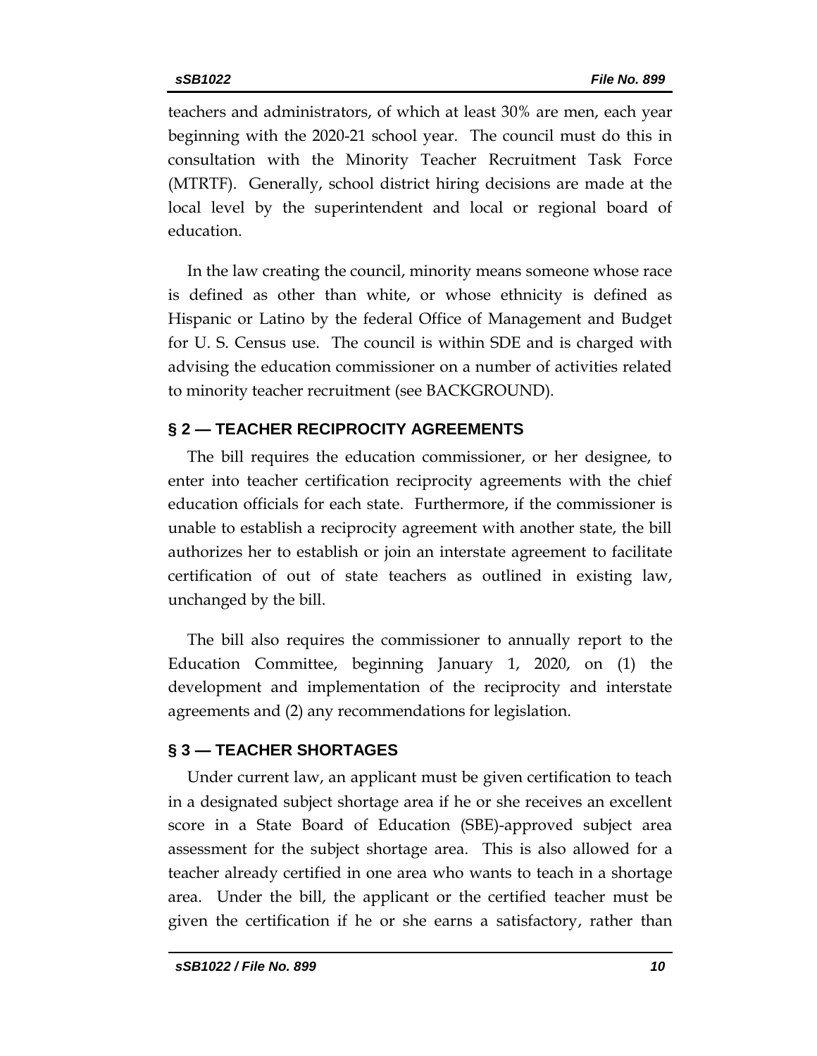teachers and administrators, of which at least 30% are men, each year beginning with the 2020-21 school year. The council must do this in consultation with the Minority Teacher Recruitment Task Force (MTRTF). Generally, school district hiring decisions are made at the local level by the superintendent and local or regional board of education.

In the law creating the council, minority means someone whose race is defined as other than white, or whose ethnicity is defined as Hispanic or Latino by the federal Office of Management and Budget for U. S. Census use. The council is within SDE and is charged with advising the education commissioner on a number of activities related to minority teacher recruitment (see BACKGROUND).

## § 2 — TEACHER RECIPROCITY AGREEMENTS

The bill requires the education commissioner, or her designee, to enter into teacher certification reciprocity agreements with the chief education officials for each state. Furthermore, if the commissioner is unable to establish a reciprocity agreement with another state, the bill authorizes her to establish or join an interstate agreement to facilitate certification of out of state teachers as outlined in existing law, unchanged by the bill.

The bill also requires the commissioner to annually report to the Education Committee, beginning January 1, 2020, on (1) the development and implementation of the reciprocity and interstate agreements and (2) any recommendations for legislation.

## § 3 — TEACHER SHORTAGES

Under current law, an applicant must be given certification to teach in a designated subject shortage area if he or she receives an excellent score in a State Board of Education (SBE)-approved subject area assessment for the subject shortage area. This is also allowed for a teacher already certified in one area who wants to teach in a shortage area. Under the bill, the applicant or the certified teacher must be given the certification if he or she earns a satisfactory, rather than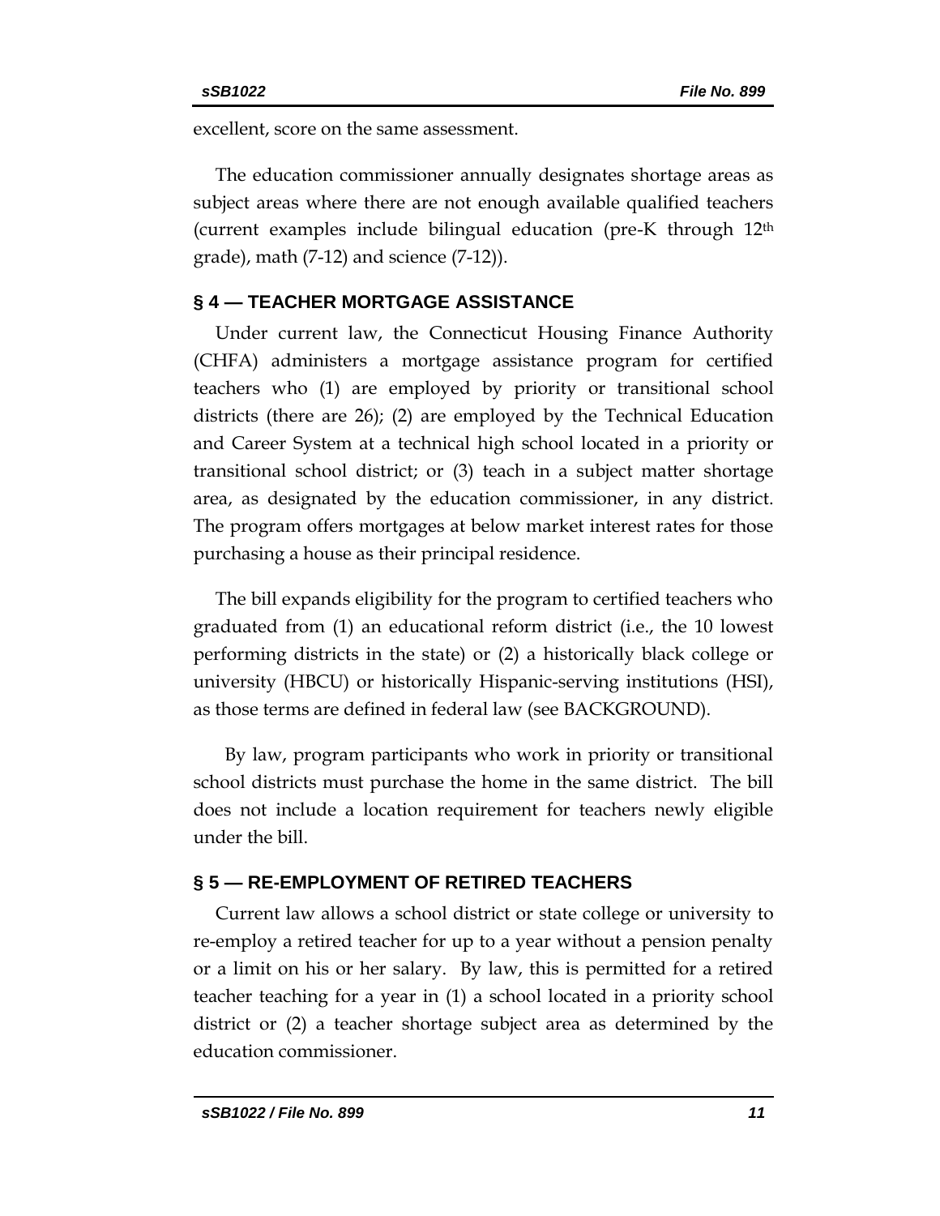excellent, score on the same assessment.

The education commissioner annually designates shortage areas as subject areas where there are not enough available qualified teachers (current examples include bilingual education (pre-K through 12th grade), math (7-12) and science (7-12)).

## § 4 — TEACHER MORTGAGE ASSISTANCE

Under current law, the Connecticut Housing Finance Authority (CHFA) administers a mortgage assistance program for certified teachers who (1) are employed by priority or transitional school districts (there are 26); (2) are employed by the Technical Education and Career System at a technical high school located in a priority or transitional school district; or (3) teach in a subject matter shortage area, as designated by the education commissioner, in any district. The program offers mortgages at below market interest rates for those purchasing a house as their principal residence.

The bill expands eligibility for the program to certified teachers who graduated from (1) an educational reform district (i.e., the 10 lowest performing districts in the state) or (2) a historically black college or university (HBCU) or historically Hispanic-serving institutions (HSI), as those terms are defined in federal law (see BACKGROUND).

By law, program participants who work in priority or transitional school districts must purchase the home in the same district. The bill does not include a location requirement for teachers newly eligible under the bill.

## § 5 — RE-EMPLOYMENT OF RETIRED TEACHERS

Current law allows a school district or state college or university to re-employ a retired teacher for up to a year without a pension penalty or a limit on his or her salary. By law, this is permitted for a retired teacher teaching for a year in (1) a school located in a priority school district or (2) a teacher shortage subject area as determined by the education commissioner.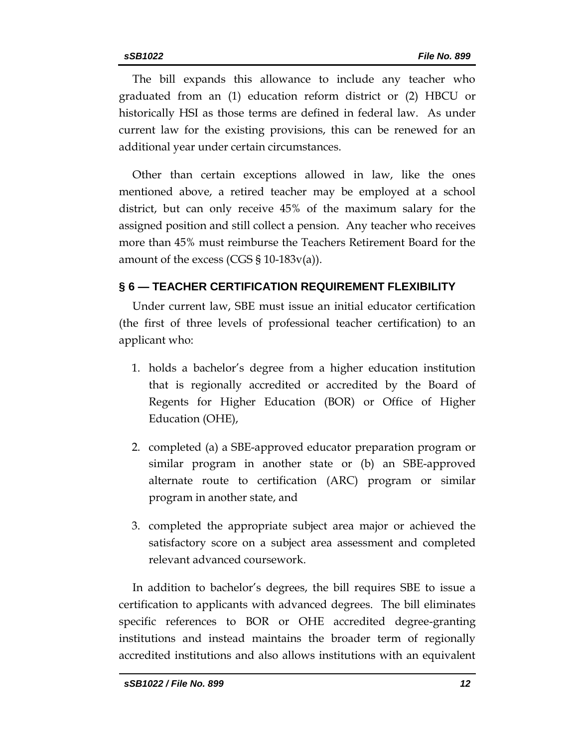The bill expands this allowance to include any teacher who graduated from an (1) education reform district or (2) HBCU or historically HSI as those terms are defined in federal law. As under current law for the existing provisions, this can be renewed for an additional year under certain circumstances.

Other than certain exceptions allowed in law, like the ones mentioned above, a retired teacher may be employed at a school district, but can only receive 45% of the maximum salary for the assigned position and still collect a pension. Any teacher who receives more than 45% must reimburse the Teachers Retirement Board for the amount of the excess (CGS § 10-183v(a)).

## § 6 — TEACHER CERTIFICATION REQUIREMENT FLEXIBILITY

Under current law, SBE must issue an initial educator certification (the first of three levels of professional teacher certification) to an applicant who:

1. holds a bachelor's degree from a higher education institution that is regionally accredited or accredited by the Board of Regents for Higher Education (BOR) or Office of Higher Education (OHE),
2. completed (a) a SBE-approved educator preparation program or similar program in another state or (b) an SBE-approved alternate route to certification (ARC) program or similar program in another state, and
3. completed the appropriate subject area major or achieved the satisfactory score on a subject area assessment and completed relevant advanced coursework.

In addition to bachelor's degrees, the bill requires SBE to issue a certification to applicants with advanced degrees. The bill eliminates specific references to BOR or OHE accredited degree-granting institutions and instead maintains the broader term of regionally accredited institutions and also allows institutions with an equivalent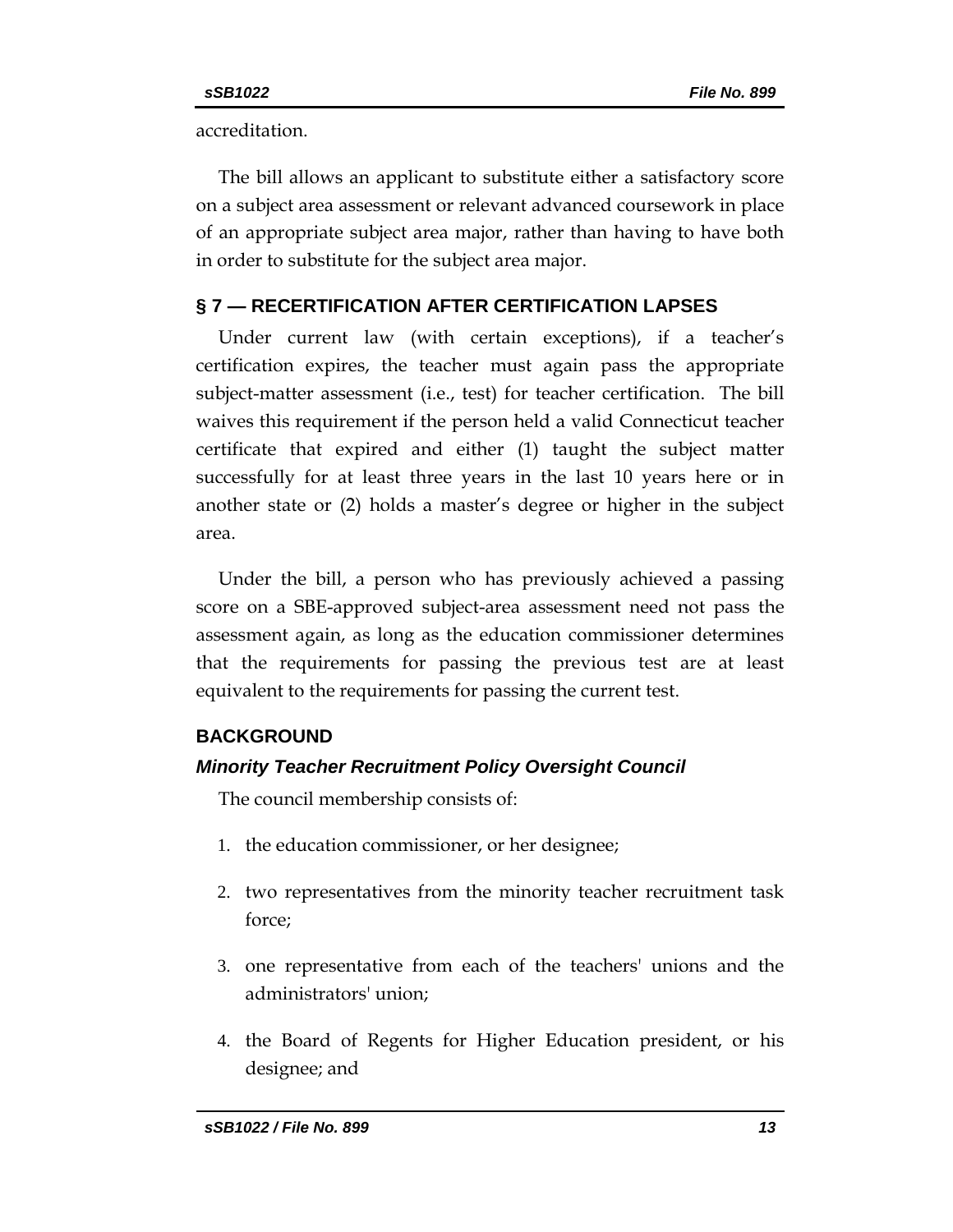accreditation.

The bill allows an applicant to substitute either a satisfactory score on a subject area assessment or relevant advanced coursework in place of an appropriate subject area major, rather than having to have both in order to substitute for the subject area major.

## § 7 — RECERTIFICATION AFTER CERTIFICATION LAPSES

Under current law (with certain exceptions), if a teacher's certification expires, the teacher must again pass the appropriate subject-matter assessment (i.e., test) for teacher certification. The bill waives this requirement if the person held a valid Connecticut teacher certificate that expired and either (1) taught the subject matter successfully for at least three years in the last 10 years here or in another state or (2) holds a master's degree or higher in the subject area.

Under the bill, a person who has previously achieved a passing score on a SBE-approved subject-area assessment need not pass the assessment again, as long as the education commissioner determines that the requirements for passing the previous test are at least equivalent to the requirements for passing the current test.

## BACKGROUND

### *Minority Teacher Recruitment Policy Oversight Council*

The council membership consists of:

1. the education commissioner, or her designee;
2. two representatives from the minority teacher recruitment task force;
3. one representative from each of the teachers' unions and the administrators' union;
4. the Board of Regents for Higher Education president, or his designee; and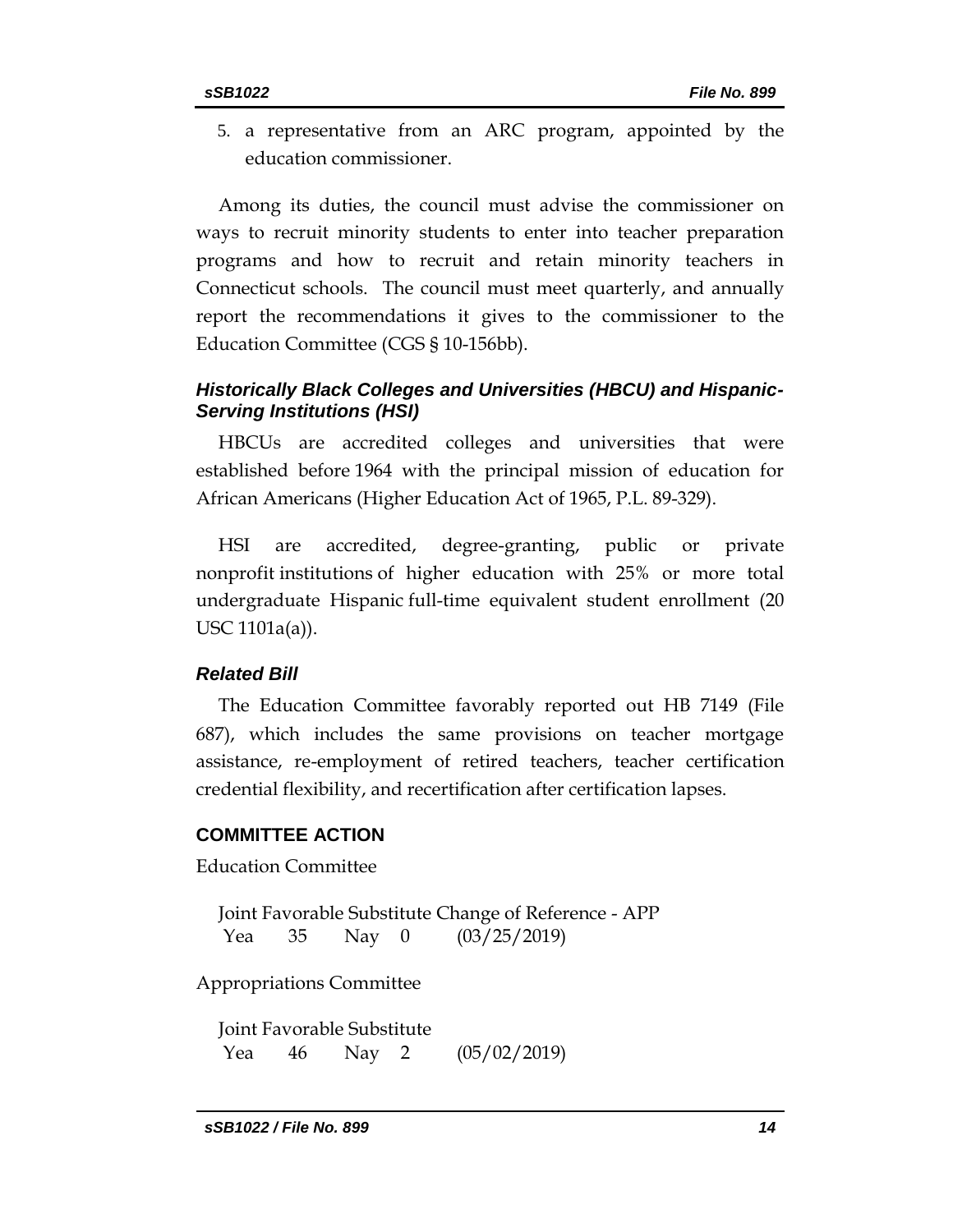5. a representative from an ARC program, appointed by the education commissioner.

Among its duties, the council must advise the commissioner on ways to recruit minority students to enter into teacher preparation programs and how to recruit and retain minority teachers in Connecticut schools. The council must meet quarterly, and annually report the recommendations it gives to the commissioner to the Education Committee (CGS § 10-156bb).

### *Historically Black Colleges and Universities (HBCU) and Hispanic-Serving Institutions (HSI)*

HBCUs are accredited colleges and universities that were established before 1964 with the principal mission of education for African Americans (Higher Education Act of 1965, P.L. 89-329).

HSI are accredited, degree-granting, public or private nonprofit institutions of higher education with 25% or more total undergraduate Hispanic full-time equivalent student enrollment (20 USC 1101a(a)).

### *Related Bill*

The Education Committee favorably reported out HB 7149 (File 687), which includes the same provisions on teacher mortgage assistance, re-employment of retired teachers, teacher certification credential flexibility, and recertification after certification lapses.

## COMMITTEE ACTION

Education Committee

Joint Favorable Substitute Change of Reference - APP
Yea 35 Nay 0 (03/25/2019)

Appropriations Committee

Joint Favorable Substitute
Yea 46 Nay 2 (05/02/2019)